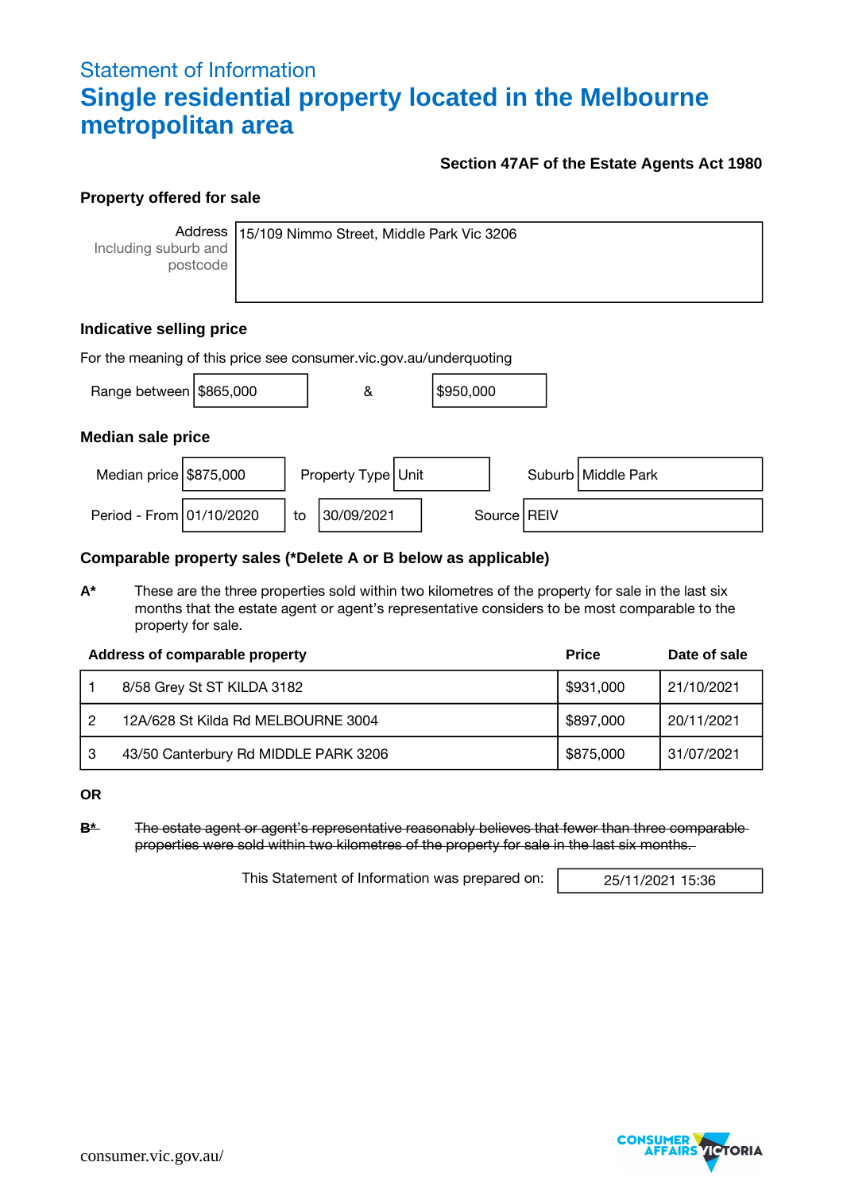# Statement of Information

# Single residential property located in the Melbourne metropolitan area

**Section 47AF of the Estate Agents Act 1980**

## Property offered for sale

| Address (Including suburb and postcode) | 15/109 Nimmo Street, Middle Park Vic 3206 |
|---|---|

## Indicative selling price

For the meaning of this price see consumer.vic.gov.au/underquoting

Range between $865,000 & $950,000

## Median sale price

| Median price | $875,000 | Property Type | Unit | Suburb | Middle Park |
|---|---|---|---|---|---|
| Period - From | 01/10/2020 | to | 30/09/2021 | Source | REIV |

## Comparable property sales (*Delete A or B below as applicable)

**A*** These are the three properties sold within two kilometres of the property for sale in the last six months that the estate agent or agent's representative considers to be most comparable to the property for sale.

| | Address of comparable property | Price | Date of sale |
|---|---|---|---|
| 1 | 8/58 Grey St ST KILDA 3182 | $931,000 | 21/10/2021 |
| 2 | 12A/628 St Kilda Rd MELBOURNE 3004 | $897,000 | 20/11/2021 |
| 3 | 43/50 Canterbury Rd MIDDLE PARK 3206 | $875,000 | 31/07/2021 |

**OR**

~~**B*** The estate agent or agent's representative reasonably believes that fewer than three comparable properties were sold within two kilometres of the property for sale in the last six months.~~

This Statement of Information was prepared on: 25/11/2021 15:36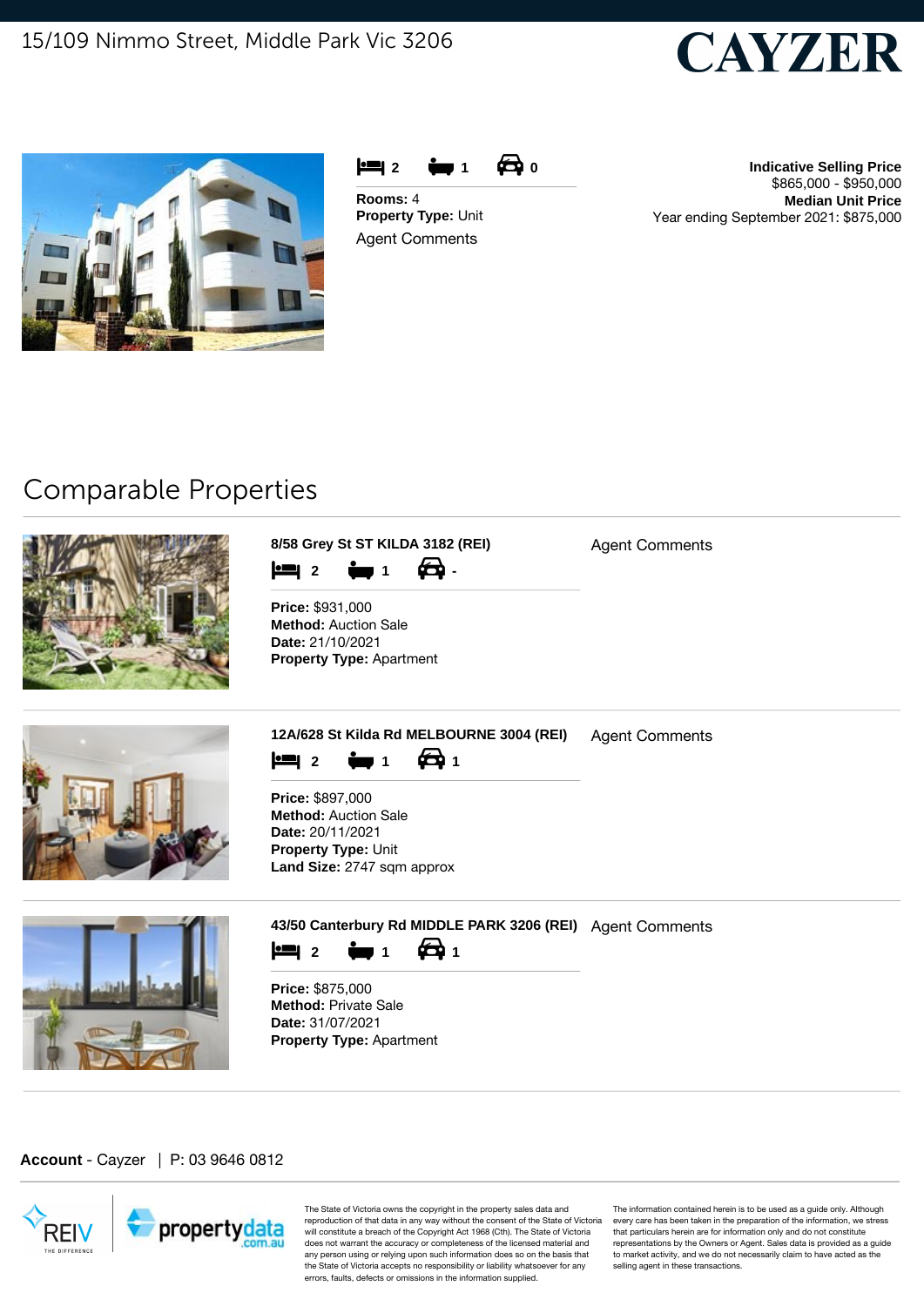15/109 Nimmo Street, Middle Park Vic 3206

CAYZER

2 bed | 1 bath | 0 car

**Rooms:** 4
**Property Type:** Unit
Agent Comments

**Indicative Selling Price**
$865,000 - $950,000
**Median Unit Price**
Year ending September 2021: $875,000

# Comparable Properties

**8/58 Grey St ST KILDA 3182 (REI)**

2 bed | 1 bath | - car

**Price:** $931,000
**Method:** Auction Sale
**Date:** 21/10/2021
**Property Type:** Apartment

Agent Comments

**12A/628 St Kilda Rd MELBOURNE 3004 (REI)**

2 bed | 1 bath | 1 car

**Price:** $897,000
**Method:** Auction Sale
**Date:** 20/11/2021
**Property Type:** Unit
**Land Size:** 2747 sqm approx

Agent Comments

**43/50 Canterbury Rd MIDDLE PARK 3206 (REI)**

2 bed | 1 bath | 1 car

**Price:** $875,000
**Method:** Private Sale
**Date:** 31/07/2021
**Property Type:** Apartment

Agent Comments

**Account** - Cayzer | P: 03 9646 0812

REIV THE DIFFERENCE | propertydata.com.au

The State of Victoria owns the copyright in the property sales data and reproduction of that data in any way without the consent of the State of Victoria will constitute a breach of the Copyright Act 1968 (Cth). The State of Victoria does not warrant the accuracy or completeness of the licensed material and any person using or relying upon such information does so on the basis that the State of Victoria accepts no responsibility or liability whatsoever for any errors, faults, defects or omissions in the information supplied.

The information contained herein is to be used as a guide only. Although every care has been taken in the preparation of the information, we stress that particulars herein are for information only and do not constitute representations by the Owners or Agent. Sales data is provided as a guide to market activity, and we do not necessarily claim to have acted as the selling agent in these transactions.